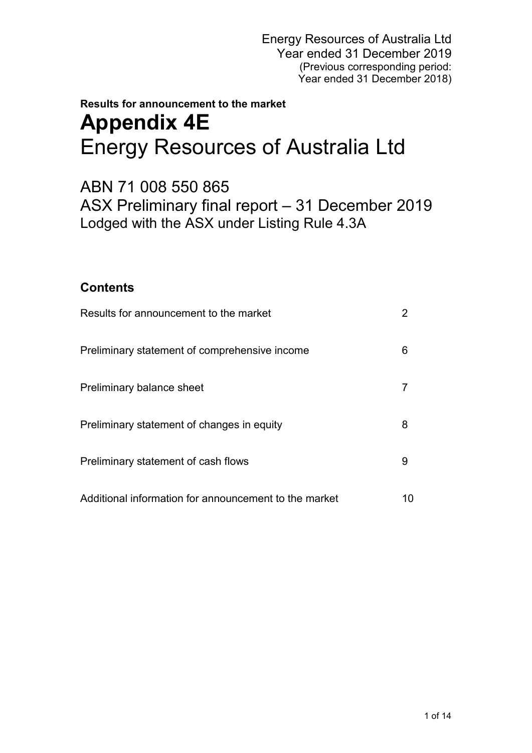Energy Resources of Australia Ltd
Year ended 31 December 2019
(Previous corresponding period:
Year ended 31 December 2018)

**Results for announcement to the market**

# Appendix 4E

# Energy Resources of Australia Ltd

## ABN 71 008 550 865

## ASX Preliminary final report – 31 December 2019

Lodged with the ASX under Listing Rule 4.3A

### Contents

| | |
|---|---|
| Results for announcement to the market | 2 |
| Preliminary statement of comprehensive income | 6 |
| Preliminary balance sheet | 7 |
| Preliminary statement of changes in equity | 8 |
| Preliminary statement of cash flows | 9 |
| Additional information for announcement to the market | 10 |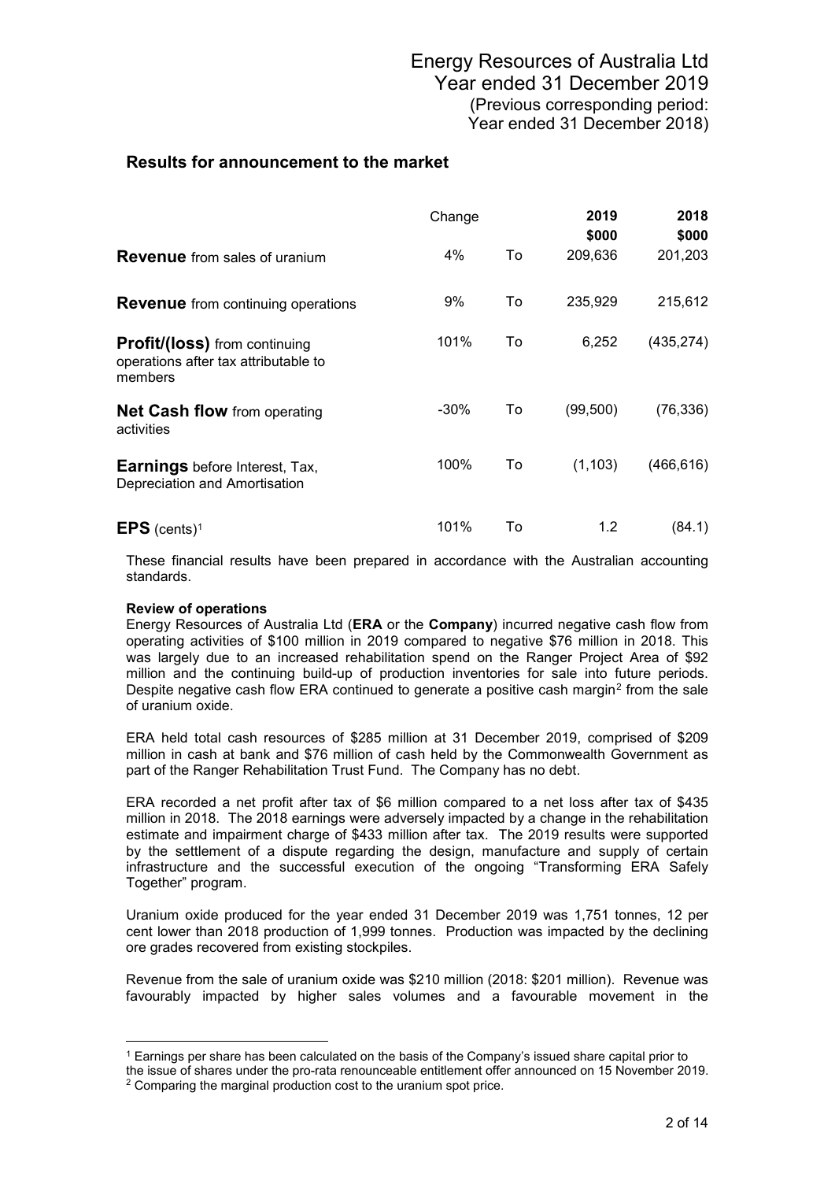# Energy Resources of Australia Ltd
## Year ended 31 December 2019
(Previous corresponding period:
Year ended 31 December 2018)

## Results for announcement to the market

| | Change | | 2019 $000 | 2018 $000 |
|---|---|---|---|---|
| **Revenue** from sales of uranium | 4% | To | 209,636 | 201,203 |
| **Revenue** from continuing operations | 9% | To | 235,929 | 215,612 |
| **Profit/(loss)** from continuing operations after tax attributable to members | 101% | To | 6,252 | (435,274) |
| **Net Cash flow** from operating activities | -30% | To | (99,500) | (76,336) |
| **Earnings** before Interest, Tax, Depreciation and Amortisation | 100% | To | (1,103) | (466,616) |
| **EPS** (cents)[1] | 101% | To | 1.2 | (84.1) |

These financial results have been prepared in accordance with the Australian accounting standards.

**Review of operations**

Energy Resources of Australia Ltd (**ERA** or the **Company**) incurred negative cash flow from operating activities of $100 million in 2019 compared to negative $76 million in 2018. This was largely due to an increased rehabilitation spend on the Ranger Project Area of $92 million and the continuing build-up of production inventories for sale into future periods. Despite negative cash flow ERA continued to generate a positive cash margin[2] from the sale of uranium oxide.

ERA held total cash resources of $285 million at 31 December 2019, comprised of $209 million in cash at bank and $76 million of cash held by the Commonwealth Government as part of the Ranger Rehabilitation Trust Fund. The Company has no debt.

ERA recorded a net profit after tax of $6 million compared to a net loss after tax of $435 million in 2018. The 2018 earnings were adversely impacted by a change in the rehabilitation estimate and impairment charge of $433 million after tax. The 2019 results were supported by the settlement of a dispute regarding the design, manufacture and supply of certain infrastructure and the successful execution of the ongoing "Transforming ERA Safely Together" program.

Uranium oxide produced for the year ended 31 December 2019 was 1,751 tonnes, 12 per cent lower than 2018 production of 1,999 tonnes. Production was impacted by the declining ore grades recovered from existing stockpiles.

Revenue from the sale of uranium oxide was $210 million (2018: $201 million). Revenue was favourably impacted by higher sales volumes and a favourable movement in the

---

[1] Earnings per share has been calculated on the basis of the Company's issued share capital prior to the issue of shares under the pro-rata renounceable entitlement offer announced on 15 November 2019.

[2] Comparing the marginal production cost to the uranium spot price.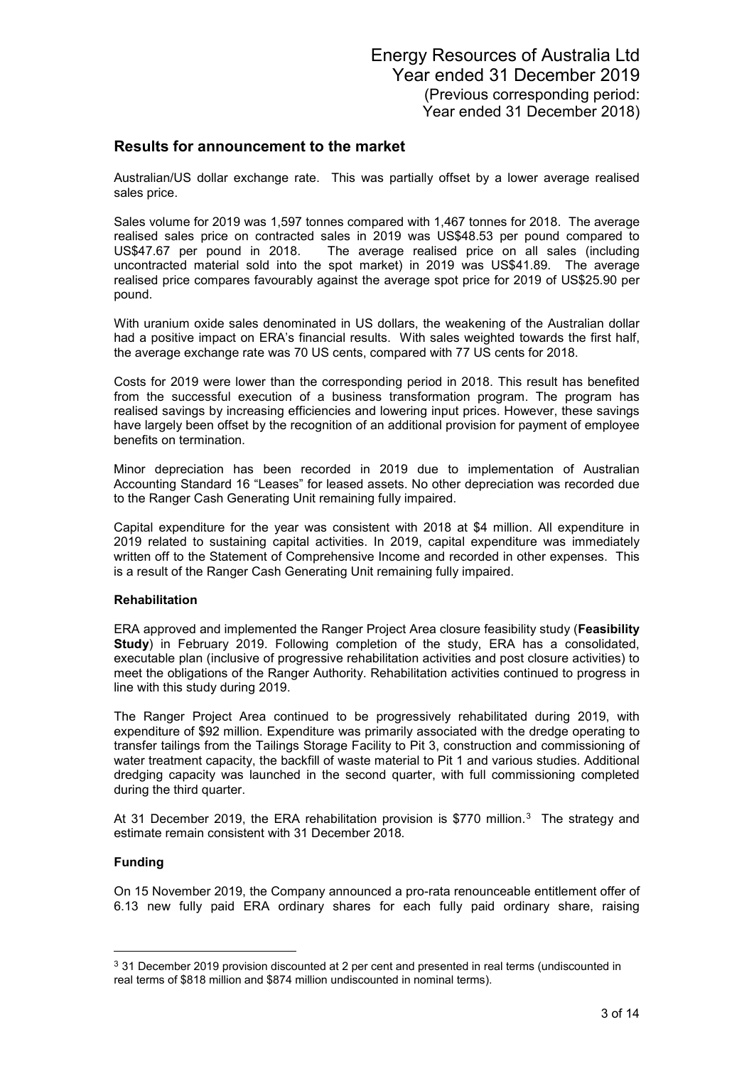## Results for announcement to the market

Australian/US dollar exchange rate. This was partially offset by a lower average realised sales price.

Sales volume for 2019 was 1,597 tonnes compared with 1,467 tonnes for 2018. The average realised sales price on contracted sales in 2019 was US$48.53 per pound compared to US$47.67 per pound in 2018. The average realised price on all sales (including uncontracted material sold into the spot market) in 2019 was US$41.89. The average realised price compares favourably against the average spot price for 2019 of US$25.90 per pound.

With uranium oxide sales denominated in US dollars, the weakening of the Australian dollar had a positive impact on ERA's financial results. With sales weighted towards the first half, the average exchange rate was 70 US cents, compared with 77 US cents for 2018.

Costs for 2019 were lower than the corresponding period in 2018. This result has benefited from the successful execution of a business transformation program. The program has realised savings by increasing efficiencies and lowering input prices. However, these savings have largely been offset by the recognition of an additional provision for payment of employee benefits on termination.

Minor depreciation has been recorded in 2019 due to implementation of Australian Accounting Standard 16 "Leases" for leased assets. No other depreciation was recorded due to the Ranger Cash Generating Unit remaining fully impaired.

Capital expenditure for the year was consistent with 2018 at $4 million. All expenditure in 2019 related to sustaining capital activities. In 2019, capital expenditure was immediately written off to the Statement of Comprehensive Income and recorded in other expenses. This is a result of the Ranger Cash Generating Unit remaining fully impaired.

**Rehabilitation**

ERA approved and implemented the Ranger Project Area closure feasibility study (**Feasibility Study**) in February 2019. Following completion of the study, ERA has a consolidated, executable plan (inclusive of progressive rehabilitation activities and post closure activities) to meet the obligations of the Ranger Authority. Rehabilitation activities continued to progress in line with this study during 2019.

The Ranger Project Area continued to be progressively rehabilitated during 2019, with expenditure of $92 million. Expenditure was primarily associated with the dredge operating to transfer tailings from the Tailings Storage Facility to Pit 3, construction and commissioning of water treatment capacity, the backfill of waste material to Pit 1 and various studies. Additional dredging capacity was launched in the second quarter, with full commissioning completed during the third quarter.

At 31 December 2019, the ERA rehabilitation provision is $770 million.[3] The strategy and estimate remain consistent with 31 December 2018.

**Funding**

On 15 November 2019, the Company announced a pro-rata renounceable entitlement offer of 6.13 new fully paid ERA ordinary shares for each fully paid ordinary share, raising

---

[3] 31 December 2019 provision discounted at 2 per cent and presented in real terms (undiscounted in real terms of $818 million and $874 million undiscounted in nominal terms).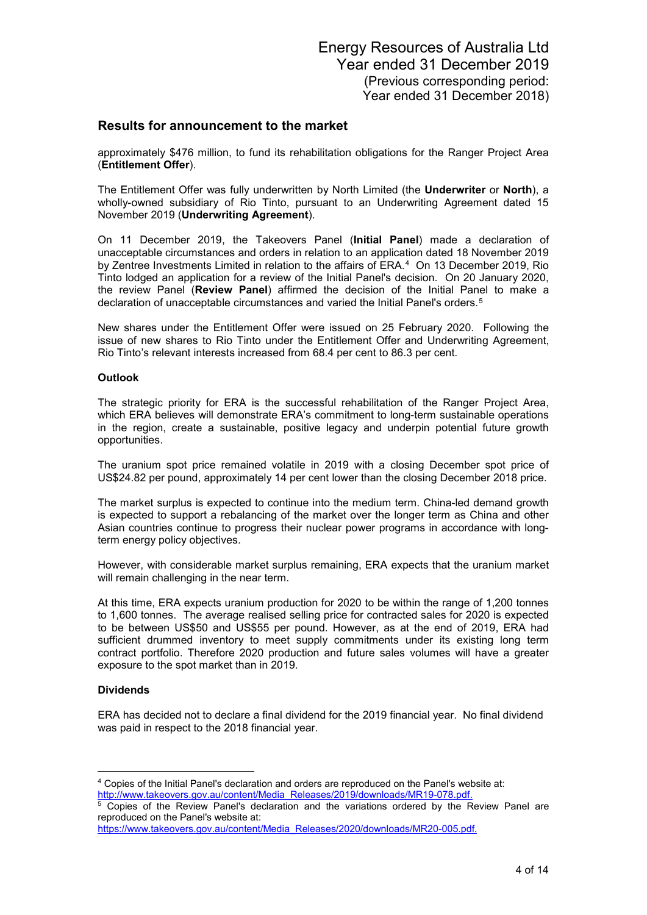## Results for announcement to the market

approximately $476 million, to fund its rehabilitation obligations for the Ranger Project Area (**Entitlement Offer**).

The Entitlement Offer was fully underwritten by North Limited (the **Underwriter** or **North**), a wholly-owned subsidiary of Rio Tinto, pursuant to an Underwriting Agreement dated 15 November 2019 (**Underwriting Agreement**).

On 11 December 2019, the Takeovers Panel (**Initial Panel**) made a declaration of unacceptable circumstances and orders in relation to an application dated 18 November 2019 by Zentree Investments Limited in relation to the affairs of ERA.[4] On 13 December 2019, Rio Tinto lodged an application for a review of the Initial Panel's decision. On 20 January 2020, the review Panel (**Review Panel**) affirmed the decision of the Initial Panel to make a declaration of unacceptable circumstances and varied the Initial Panel's orders.[5]

New shares under the Entitlement Offer were issued on 25 February 2020. Following the issue of new shares to Rio Tinto under the Entitlement Offer and Underwriting Agreement, Rio Tinto's relevant interests increased from 68.4 per cent to 86.3 per cent.

**Outlook**

The strategic priority for ERA is the successful rehabilitation of the Ranger Project Area, which ERA believes will demonstrate ERA's commitment to long-term sustainable operations in the region, create a sustainable, positive legacy and underpin potential future growth opportunities.

The uranium spot price remained volatile in 2019 with a closing December spot price of US$24.82 per pound, approximately 14 per cent lower than the closing December 2018 price.

The market surplus is expected to continue into the medium term. China-led demand growth is expected to support a rebalancing of the market over the longer term as China and other Asian countries continue to progress their nuclear power programs in accordance with long-term energy policy objectives.

However, with considerable market surplus remaining, ERA expects that the uranium market will remain challenging in the near term.

At this time, ERA expects uranium production for 2020 to be within the range of 1,200 tonnes to 1,600 tonnes. The average realised selling price for contracted sales for 2020 is expected to be between US$50 and US$55 per pound. However, as at the end of 2019, ERA had sufficient drummed inventory to meet supply commitments under its existing long term contract portfolio. Therefore 2020 production and future sales volumes will have a greater exposure to the spot market than in 2019.

**Dividends**

ERA has decided not to declare a final dividend for the 2019 financial year. No final dividend was paid in respect to the 2018 financial year.

---

[4] Copies of the Initial Panel's declaration and orders are reproduced on the Panel's website at: http://www.takeovers.gov.au/content/Media_Releases/2019/downloads/MR19-078.pdf.

[5] Copies of the Review Panel's declaration and the variations ordered by the Review Panel are reproduced on the Panel's website at: https://www.takeovers.gov.au/content/Media_Releases/2020/downloads/MR20-005.pdf.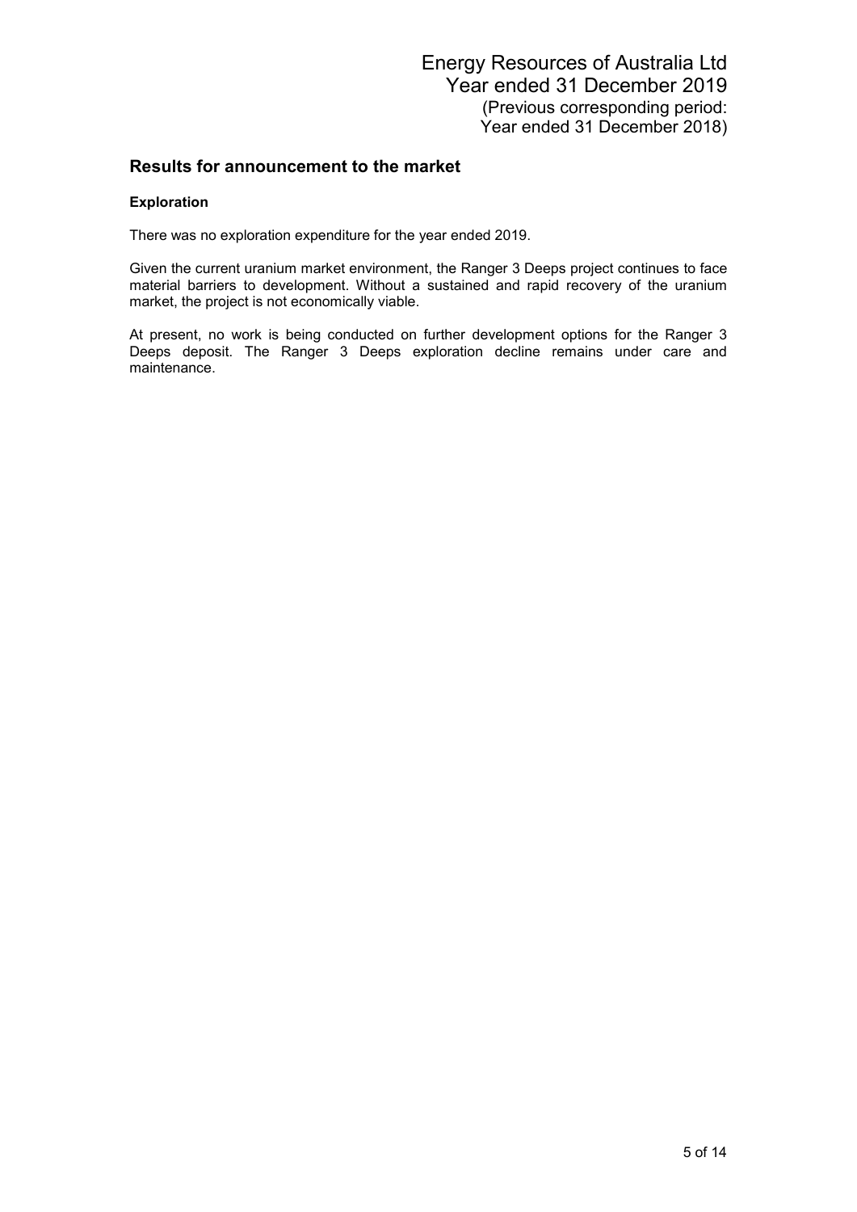## Results for announcement to the market

### Exploration

There was no exploration expenditure for the year ended 2019.

Given the current uranium market environment, the Ranger 3 Deeps project continues to face material barriers to development. Without a sustained and rapid recovery of the uranium market, the project is not economically viable.

At present, no work is being conducted on further development options for the Ranger 3 Deeps deposit. The Ranger 3 Deeps exploration decline remains under care and maintenance.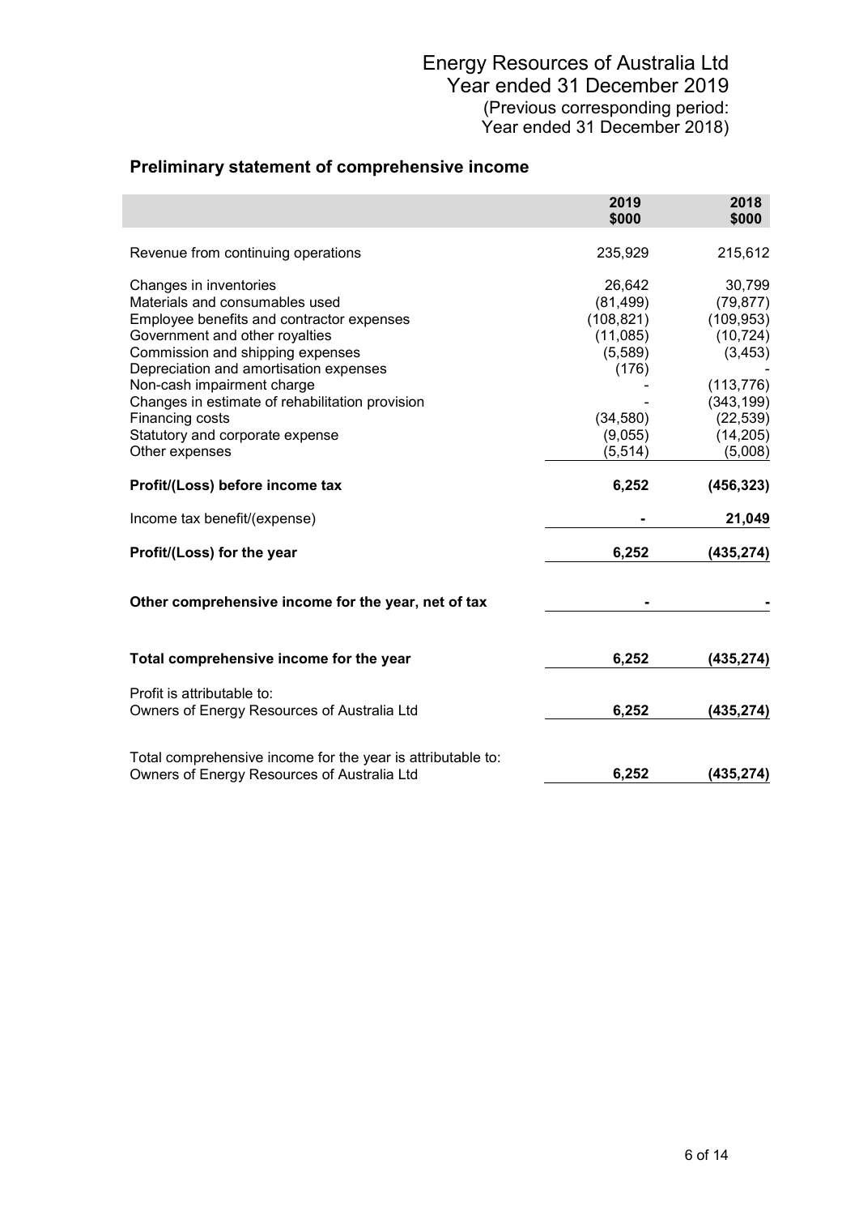Energy Resources of Australia Ltd
Year ended 31 December 2019
(Previous corresponding period:
Year ended 31 December 2018)

## Preliminary statement of comprehensive income

| | 2019 $000 | 2018 $000 |
|---|---|---|
| Revenue from continuing operations | 235,929 | 215,612 |
| Changes in inventories | 26,642 | 30,799 |
| Materials and consumables used | (81,499) | (79,877) |
| Employee benefits and contractor expenses | (108,821) | (109,953) |
| Government and other royalties | (11,085) | (10,724) |
| Commission and shipping expenses | (5,589) | (3,453) |
| Depreciation and amortisation expenses | (176) | - |
| Non-cash impairment charge | - | (113,776) |
| Changes in estimate of rehabilitation provision | - | (343,199) |
| Financing costs | (34,580) | (22,539) |
| Statutory and corporate expense | (9,055) | (14,205) |
| Other expenses | (5,514) | (5,008) |
| **Profit/(Loss) before income tax** | **6,252** | **(456,323)** |
| Income tax benefit/(expense) | **-** | **21,049** |
| **Profit/(Loss) for the year** | **6,252** | **(435,274)** |
| **Other comprehensive income for the year, net of tax** | **-** | **-** |
| **Total comprehensive income for the year** | **6,252** | **(435,274)** |
| Profit is attributable to: | | |
| Owners of Energy Resources of Australia Ltd | **6,252** | **(435,274)** |
| Total comprehensive income for the year is attributable to: | | |
| Owners of Energy Resources of Australia Ltd | **6,252** | **(435,274)** |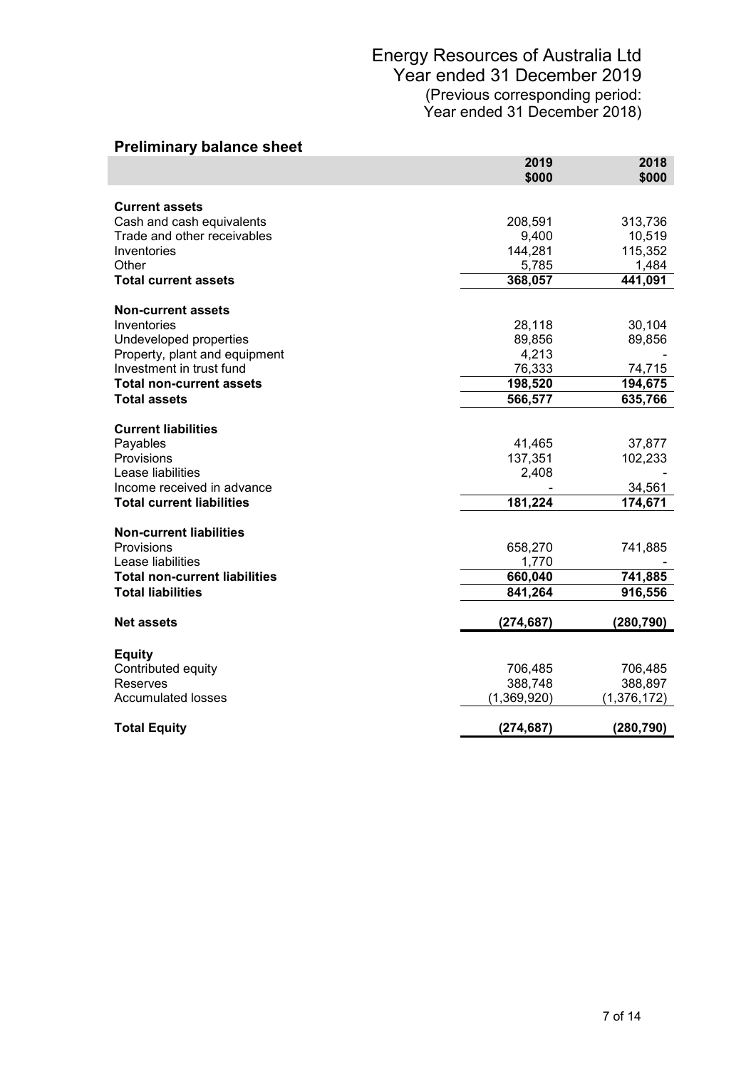Energy Resources of Australia Ltd
Year ended 31 December 2019
(Previous corresponding period:
Year ended 31 December 2018)

## Preliminary balance sheet

| | 2019 $000 | 2018 $000 |
|---|---|---|
| **Current assets** | | |
| Cash and cash equivalents | 208,591 | 313,736 |
| Trade and other receivables | 9,400 | 10,519 |
| Inventories | 144,281 | 115,352 |
| Other | 5,785 | 1,484 |
| **Total current assets** | **368,057** | **441,091** |
| **Non-current assets** | | |
| Inventories | 28,118 | 30,104 |
| Undeveloped properties | 89,856 | 89,856 |
| Property, plant and equipment | 4,213 | - |
| Investment in trust fund | 76,333 | 74,715 |
| **Total non-current assets** | **198,520** | **194,675** |
| **Total assets** | **566,577** | **635,766** |
| **Current liabilities** | | |
| Payables | 41,465 | 37,877 |
| Provisions | 137,351 | 102,233 |
| Lease liabilities | 2,408 | - |
| Income received in advance | - | 34,561 |
| **Total current liabilities** | **181,224** | **174,671** |
| **Non-current liabilities** | | |
| Provisions | 658,270 | 741,885 |
| Lease liabilities | 1,770 | - |
| **Total non-current liabilities** | **660,040** | **741,885** |
| **Total liabilities** | **841,264** | **916,556** |
| **Net assets** | **(274,687)** | **(280,790)** |
| **Equity** | | |
| Contributed equity | 706,485 | 706,485 |
| Reserves | 388,748 | 388,897 |
| Accumulated losses | (1,369,920) | (1,376,172) |
| **Total Equity** | **(274,687)** | **(280,790)** |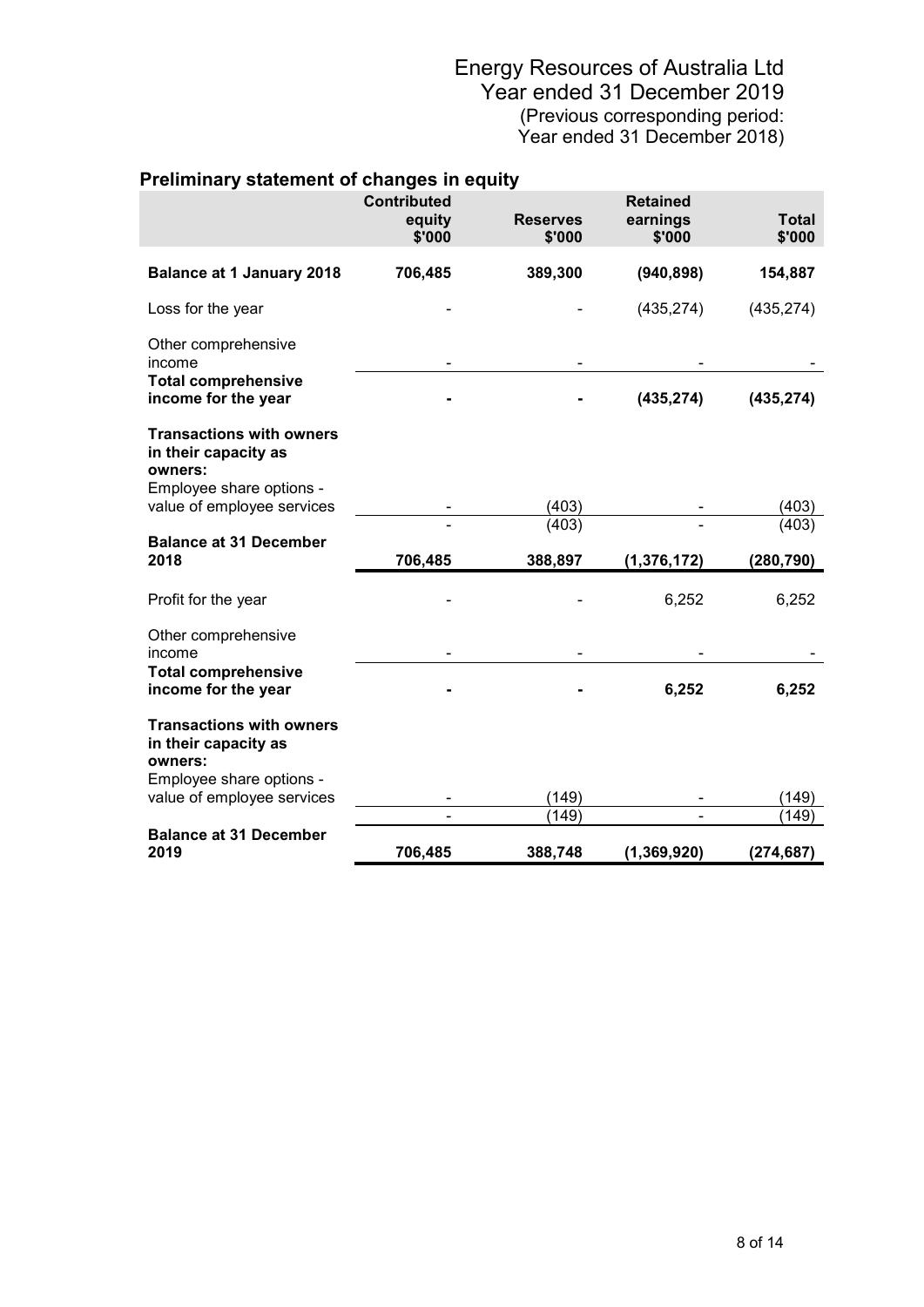Energy Resources of Australia Ltd
Year ended 31 December 2019
(Previous corresponding period:
Year ended 31 December 2018)

## Preliminary statement of changes in equity

| | Contributed equity $'000 | Reserves $'000 | Retained earnings $'000 | Total $'000 |
|---|---|---|---|---|
| **Balance at 1 January 2018** | **706,485** | **389,300** | **(940,898)** | **154,887** |
| Loss for the year | - | - | (435,274) | (435,274) |
| Other comprehensive income | - | - | - | - |
| **Total comprehensive income for the year** | **-** | **-** | **(435,274)** | **(435,274)** |
| **Transactions with owners in their capacity as owners:** | | | | |
| Employee share options - value of employee services | - | (403) | - | (403) |
| | - | (403) | - | (403) |
| **Balance at 31 December 2018** | **706,485** | **388,897** | **(1,376,172)** | **(280,790)** |
| Profit for the year | - | - | 6,252 | 6,252 |
| Other comprehensive income | - | - | - | - |
| **Total comprehensive income for the year** | **-** | **-** | **6,252** | **6,252** |
| **Transactions with owners in their capacity as owners:** | | | | |
| Employee share options - value of employee services | - | (149) | - | (149) |
| | - | (149) | - | (149) |
| **Balance at 31 December 2019** | **706,485** | **388,748** | **(1,369,920)** | **(274,687)** |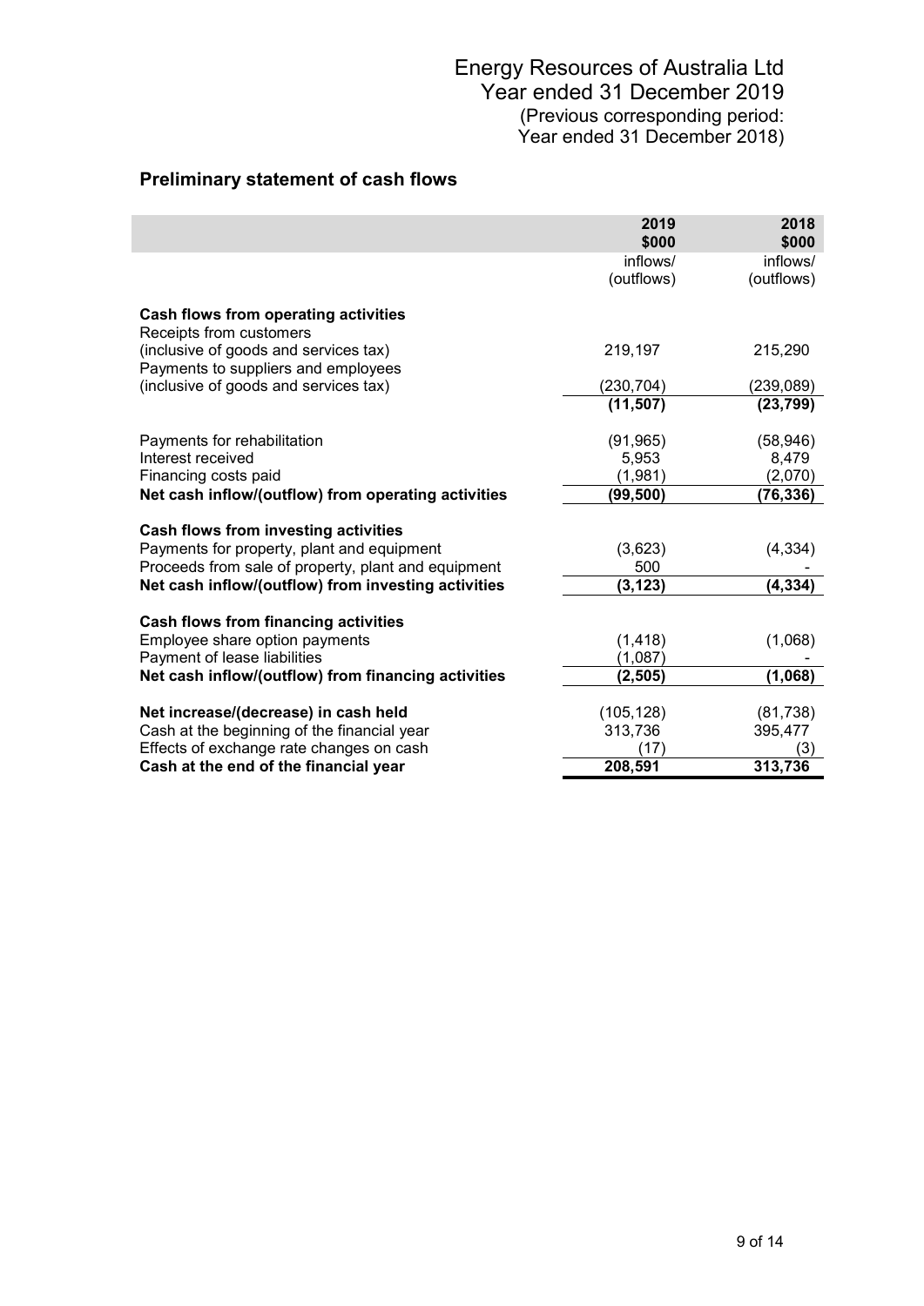Energy Resources of Australia Ltd
Year ended 31 December 2019
(Previous corresponding period:
Year ended 31 December 2018)

## Preliminary statement of cash flows

| | 2019 $000 | 2018 $000 |
|---|---|---|
| | inflows/ (outflows) | inflows/ (outflows) |
| **Cash flows from operating activities** | | |
| Receipts from customers (inclusive of goods and services tax) | 219,197 | 215,290 |
| Payments to suppliers and employees (inclusive of goods and services tax) | (230,704) | (239,089) |
| | **(11,507)** | **(23,799)** |
| Payments for rehabilitation | (91,965) | (58,946) |
| Interest received | 5,953 | 8,479 |
| Financing costs paid | (1,981) | (2,070) |
| **Net cash inflow/(outflow) from operating activities** | **(99,500)** | **(76,336)** |
| **Cash flows from investing activities** | | |
| Payments for property, plant and equipment | (3,623) | (4,334) |
| Proceeds from sale of property, plant and equipment | 500 | - |
| **Net cash inflow/(outflow) from investing activities** | **(3,123)** | **(4,334)** |
| **Cash flows from financing activities** | | |
| Employee share option payments | (1,418) | (1,068) |
| Payment of lease liabilities | (1,087) | - |
| **Net cash inflow/(outflow) from financing activities** | **(2,505)** | **(1,068)** |
| **Net increase/(decrease) in cash held** | (105,128) | (81,738) |
| Cash at the beginning of the financial year | 313,736 | 395,477 |
| Effects of exchange rate changes on cash | (17) | (3) |
| **Cash at the end of the financial year** | **208,591** | **313,736** |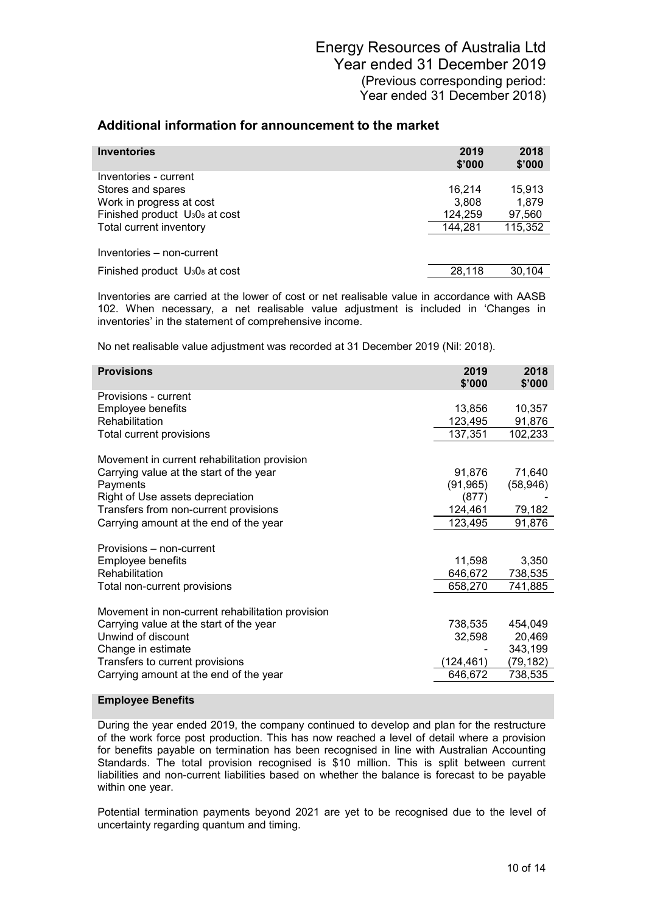Energy Resources of Australia Ltd
Year ended 31 December 2019
(Previous corresponding period:
Year ended 31 December 2018)

## Additional information for announcement to the market

| Inventories | 2019 $'000 | 2018 $'000 |
|---|---|---|
| Inventories - current | | |
| Stores and spares | 16,214 | 15,913 |
| Work in progress at cost | 3,808 | 1,879 |
| Finished product $U_3O_8$ at cost | 124,259 | 97,560 |
| Total current inventory | 144,281 | 115,352 |
| | | |
| Inventories – non-current | | |
| Finished product $U_3O_8$ at cost | 28,118 | 30,104 |

Inventories are carried at the lower of cost or net realisable value in accordance with AASB 102. When necessary, a net realisable value adjustment is included in 'Changes in inventories' in the statement of comprehensive income.

No net realisable value adjustment was recorded at 31 December 2019 (Nil: 2018).

| Provisions | 2019 $'000 | 2018 $'000 |
|---|---|---|
| Provisions - current | | |
| Employee benefits | 13,856 | 10,357 |
| Rehabilitation | 123,495 | 91,876 |
| Total current provisions | 137,351 | 102,233 |
| | | |
| Movement in current rehabilitation provision | | |
| Carrying value at the start of the year | 91,876 | 71,640 |
| Payments | (91,965) | (58,946) |
| Right of Use assets depreciation | (877) | - |
| Transfers from non-current provisions | 124,461 | 79,182 |
| Carrying amount at the end of the year | 123,495 | 91,876 |
| | | |
| Provisions – non-current | | |
| Employee benefits | 11,598 | 3,350 |
| Rehabilitation | 646,672 | 738,535 |
| Total non-current provisions | 658,270 | 741,885 |
| | | |
| Movement in non-current rehabilitation provision | | |
| Carrying value at the start of the year | 738,535 | 454,049 |
| Unwind of discount | 32,598 | 20,469 |
| Change in estimate | - | 343,199 |
| Transfers to current provisions | (124,461) | (79,182) |
| Carrying amount at the end of the year | 646,672 | 738,535 |

### Employee Benefits

During the year ended 2019, the company continued to develop and plan for the restructure of the work force post production. This has now reached a level of detail where a provision for benefits payable on termination has been recognised in line with Australian Accounting Standards. The total provision recognised is $10 million. This is split between current liabilities and non-current liabilities based on whether the balance is forecast to be payable within one year.

Potential termination payments beyond 2021 are yet to be recognised due to the level of uncertainty regarding quantum and timing.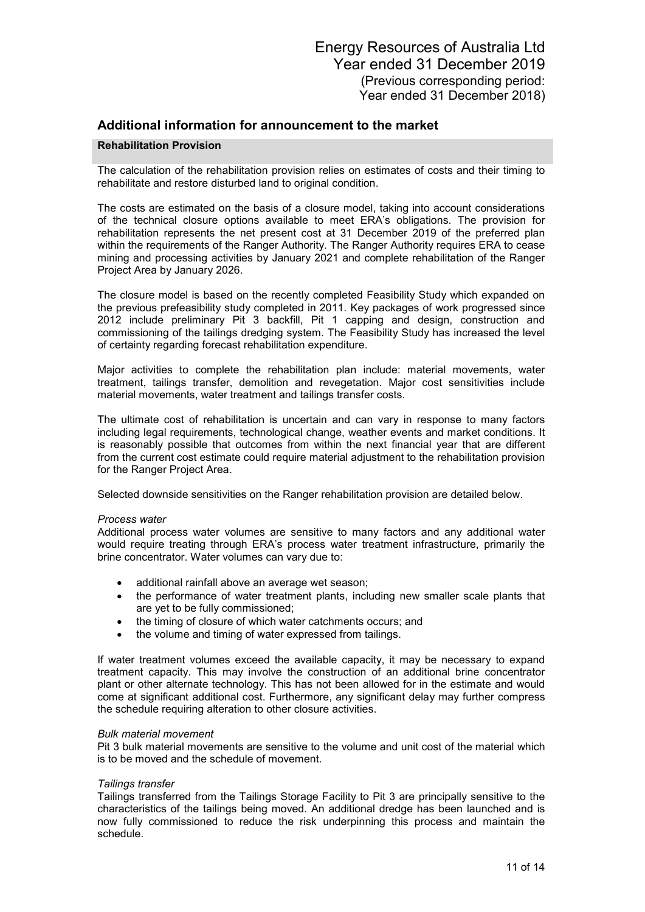## Additional information for announcement to the market

### Rehabilitation Provision

The calculation of the rehabilitation provision relies on estimates of costs and their timing to rehabilitate and restore disturbed land to original condition.

The costs are estimated on the basis of a closure model, taking into account considerations of the technical closure options available to meet ERA's obligations. The provision for rehabilitation represents the net present cost at 31 December 2019 of the preferred plan within the requirements of the Ranger Authority. The Ranger Authority requires ERA to cease mining and processing activities by January 2021 and complete rehabilitation of the Ranger Project Area by January 2026.

The closure model is based on the recently completed Feasibility Study which expanded on the previous prefeasibility study completed in 2011. Key packages of work progressed since 2012 include preliminary Pit 3 backfill, Pit 1 capping and design, construction and commissioning of the tailings dredging system. The Feasibility Study has increased the level of certainty regarding forecast rehabilitation expenditure.

Major activities to complete the rehabilitation plan include: material movements, water treatment, tailings transfer, demolition and revegetation. Major cost sensitivities include material movements, water treatment and tailings transfer costs.

The ultimate cost of rehabilitation is uncertain and can vary in response to many factors including legal requirements, technological change, weather events and market conditions. It is reasonably possible that outcomes from within the next financial year that are different from the current cost estimate could require material adjustment to the rehabilitation provision for the Ranger Project Area.

Selected downside sensitivities on the Ranger rehabilitation provision are detailed below.

*Process water*

Additional process water volumes are sensitive to many factors and any additional water would require treating through ERA's process water treatment infrastructure, primarily the brine concentrator. Water volumes can vary due to:

- additional rainfall above an average wet season;
- the performance of water treatment plants, including new smaller scale plants that are yet to be fully commissioned;
- the timing of closure of which water catchments occurs; and
- the volume and timing of water expressed from tailings.

If water treatment volumes exceed the available capacity, it may be necessary to expand treatment capacity. This may involve the construction of an additional brine concentrator plant or other alternate technology. This has not been allowed for in the estimate and would come at significant additional cost. Furthermore, any significant delay may further compress the schedule requiring alteration to other closure activities.

*Bulk material movement*

Pit 3 bulk material movements are sensitive to the volume and unit cost of the material which is to be moved and the schedule of movement.

*Tailings transfer*

Tailings transferred from the Tailings Storage Facility to Pit 3 are principally sensitive to the characteristics of the tailings being moved. An additional dredge has been launched and is now fully commissioned to reduce the risk underpinning this process and maintain the schedule.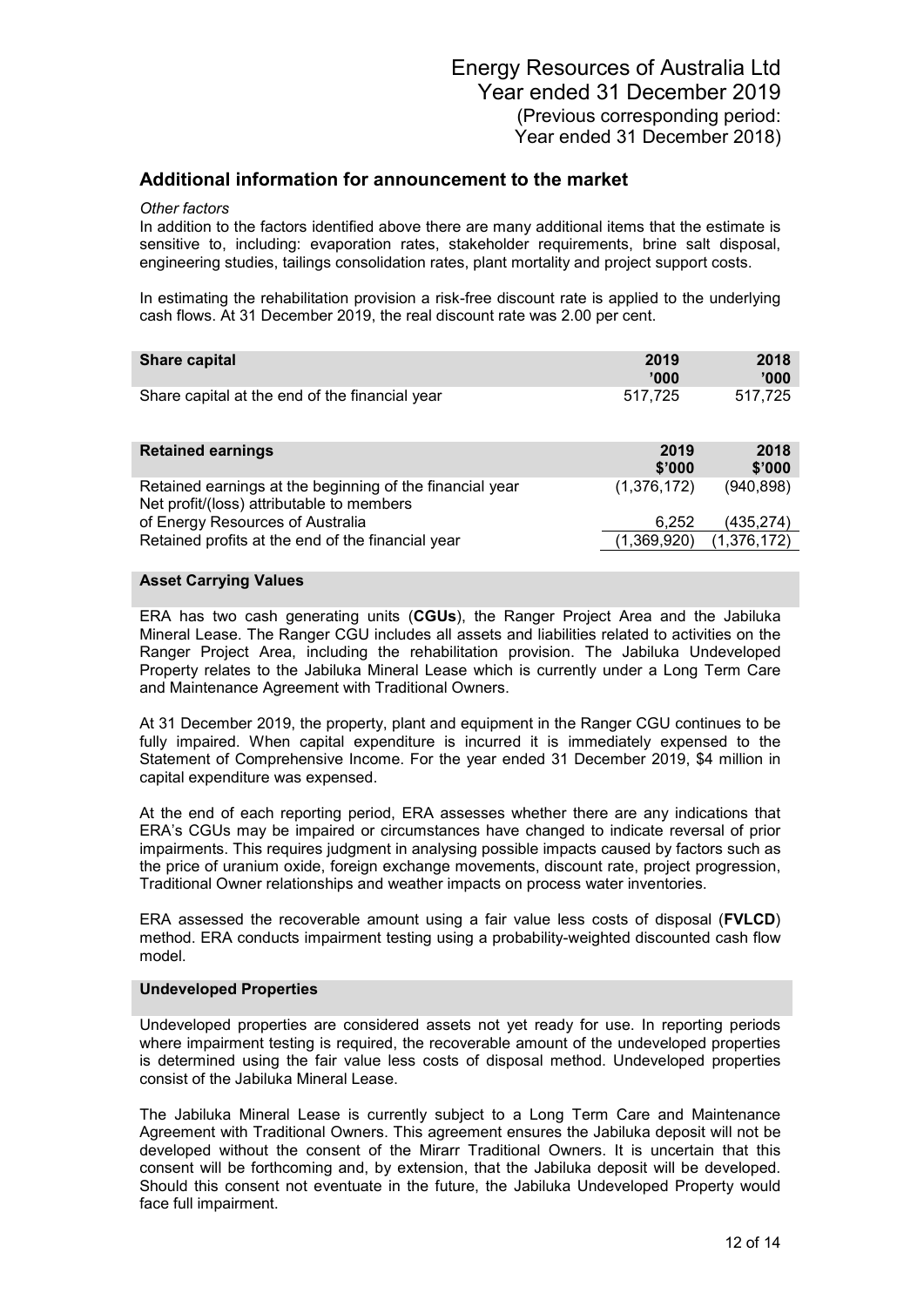## Additional information for announcement to the market

*Other factors*

In addition to the factors identified above there are many additional items that the estimate is sensitive to, including: evaporation rates, stakeholder requirements, brine salt disposal, engineering studies, tailings consolidation rates, plant mortality and project support costs.

In estimating the rehabilitation provision a risk-free discount rate is applied to the underlying cash flows. At 31 December 2019, the real discount rate was 2.00 per cent.

| **Share capital** | **2019 ’000** | **2018 ’000** |
|---|---|---|
| Share capital at the end of the financial year | 517,725 | 517,725 |

| **Retained earnings** | **2019 \$’000** | **2018 \$’000** |
|---|---|---|
| Retained earnings at the beginning of the financial year | (1,376,172) | (940,898) |
| Net profit/(loss) attributable to members of Energy Resources of Australia | 6,252 | (435,274) |
| Retained profits at the end of the financial year | (1,369,920) | (1,376,172) |

### Asset Carrying Values

ERA has two cash generating units (**CGUs**), the Ranger Project Area and the Jabiluka Mineral Lease. The Ranger CGU includes all assets and liabilities related to activities on the Ranger Project Area, including the rehabilitation provision. The Jabiluka Undeveloped Property relates to the Jabiluka Mineral Lease which is currently under a Long Term Care and Maintenance Agreement with Traditional Owners.

At 31 December 2019, the property, plant and equipment in the Ranger CGU continues to be fully impaired. When capital expenditure is incurred it is immediately expensed to the Statement of Comprehensive Income. For the year ended 31 December 2019, \$4 million in capital expenditure was expensed.

At the end of each reporting period, ERA assesses whether there are any indications that ERA’s CGUs may be impaired or circumstances have changed to indicate reversal of prior impairments. This requires judgment in analysing possible impacts caused by factors such as the price of uranium oxide, foreign exchange movements, discount rate, project progression, Traditional Owner relationships and weather impacts on process water inventories.

ERA assessed the recoverable amount using a fair value less costs of disposal (**FVLCD**) method. ERA conducts impairment testing using a probability-weighted discounted cash flow model.

### Undeveloped Properties

Undeveloped properties are considered assets not yet ready for use. In reporting periods where impairment testing is required, the recoverable amount of the undeveloped properties is determined using the fair value less costs of disposal method. Undeveloped properties consist of the Jabiluka Mineral Lease.

The Jabiluka Mineral Lease is currently subject to a Long Term Care and Maintenance Agreement with Traditional Owners. This agreement ensures the Jabiluka deposit will not be developed without the consent of the Mirarr Traditional Owners. It is uncertain that this consent will be forthcoming and, by extension, that the Jabiluka deposit will be developed. Should this consent not eventuate in the future, the Jabiluka Undeveloped Property would face full impairment.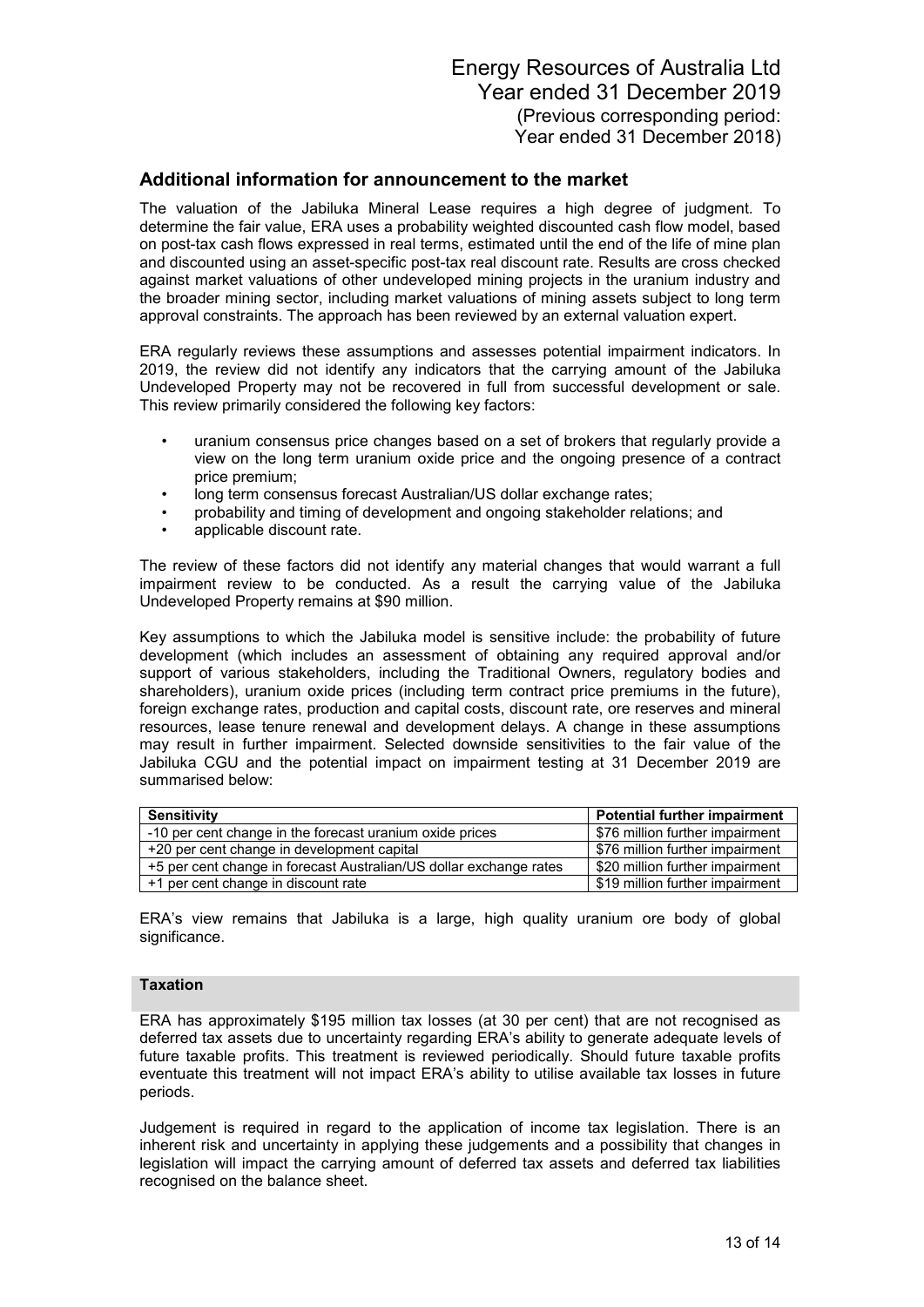## Additional information for announcement to the market

The valuation of the Jabiluka Mineral Lease requires a high degree of judgment. To determine the fair value, ERA uses a probability weighted discounted cash flow model, based on post-tax cash flows expressed in real terms, estimated until the end of the life of mine plan and discounted using an asset-specific post-tax real discount rate. Results are cross checked against market valuations of other undeveloped mining projects in the uranium industry and the broader mining sector, including market valuations of mining assets subject to long term approval constraints. The approach has been reviewed by an external valuation expert.

ERA regularly reviews these assumptions and assesses potential impairment indicators. In 2019, the review did not identify any indicators that the carrying amount of the Jabiluka Undeveloped Property may not be recovered in full from successful development or sale. This review primarily considered the following key factors:

- uranium consensus price changes based on a set of brokers that regularly provide a view on the long term uranium oxide price and the ongoing presence of a contract price premium;
- long term consensus forecast Australian/US dollar exchange rates;
- probability and timing of development and ongoing stakeholder relations; and
- applicable discount rate.

The review of these factors did not identify any material changes that would warrant a full impairment review to be conducted. As a result the carrying value of the Jabiluka Undeveloped Property remains at $90 million.

Key assumptions to which the Jabiluka model is sensitive include: the probability of future development (which includes an assessment of obtaining any required approval and/or support of various stakeholders, including the Traditional Owners, regulatory bodies and shareholders), uranium oxide prices (including term contract price premiums in the future), foreign exchange rates, production and capital costs, discount rate, ore reserves and mineral resources, lease tenure renewal and development delays. A change in these assumptions may result in further impairment. Selected downside sensitivities to the fair value of the Jabiluka CGU and the potential impact on impairment testing at 31 December 2019 are summarised below:

| Sensitivity | Potential further impairment |
|---|---|
| -10 per cent change in the forecast uranium oxide prices | $76 million further impairment |
| +20 per cent change in development capital | $76 million further impairment |
| +5 per cent change in forecast Australian/US dollar exchange rates | $20 million further impairment |
| +1 per cent change in discount rate | $19 million further impairment |

ERA's view remains that Jabiluka is a large, high quality uranium ore body of global significance.

### Taxation

ERA has approximately $195 million tax losses (at 30 per cent) that are not recognised as deferred tax assets due to uncertainty regarding ERA's ability to generate adequate levels of future taxable profits. This treatment is reviewed periodically. Should future taxable profits eventuate this treatment will not impact ERA's ability to utilise available tax losses in future periods.

Judgement is required in regard to the application of income tax legislation. There is an inherent risk and uncertainty in applying these judgements and a possibility that changes in legislation will impact the carrying amount of deferred tax assets and deferred tax liabilities recognised on the balance sheet.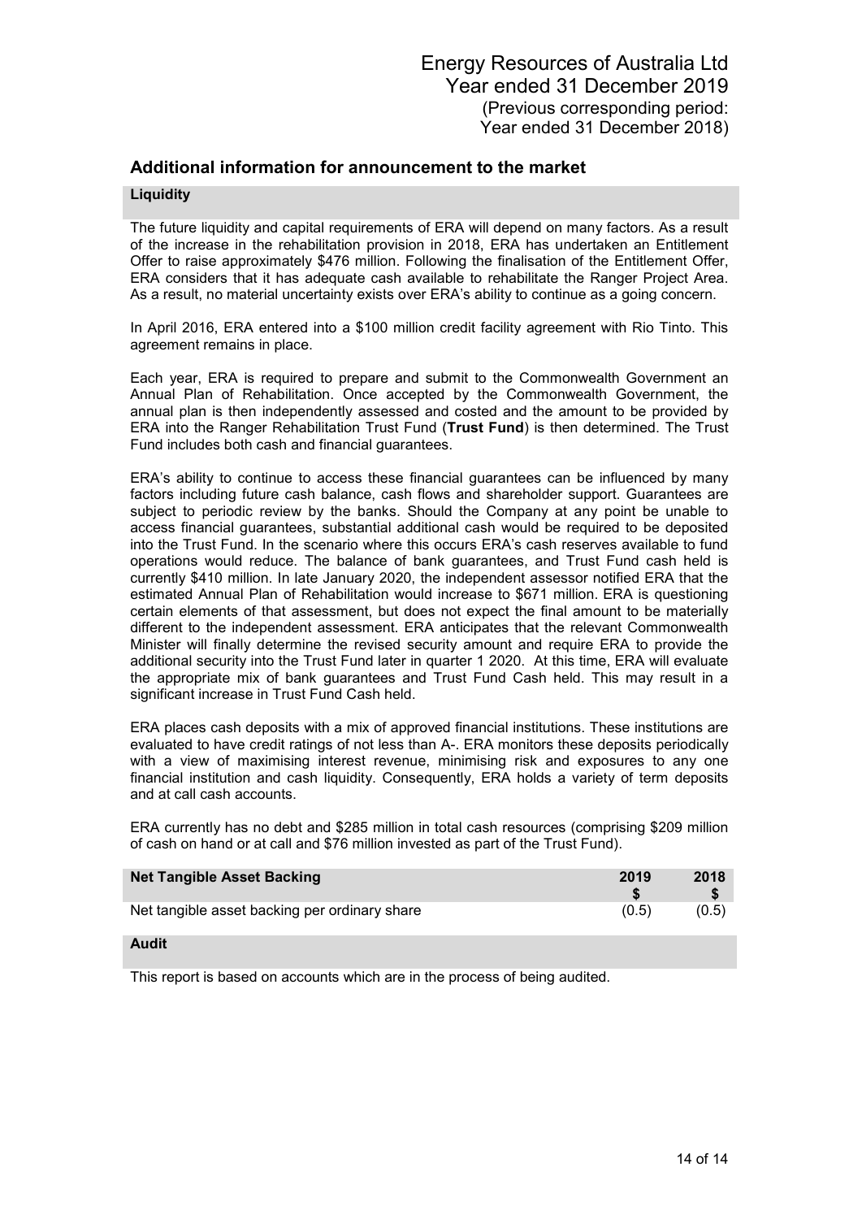## Additional information for announcement to the market

### Liquidity

The future liquidity and capital requirements of ERA will depend on many factors. As a result of the increase in the rehabilitation provision in 2018, ERA has undertaken an Entitlement Offer to raise approximately $476 million. Following the finalisation of the Entitlement Offer, ERA considers that it has adequate cash available to rehabilitate the Ranger Project Area. As a result, no material uncertainty exists over ERA's ability to continue as a going concern.

In April 2016, ERA entered into a $100 million credit facility agreement with Rio Tinto. This agreement remains in place.

Each year, ERA is required to prepare and submit to the Commonwealth Government an Annual Plan of Rehabilitation. Once accepted by the Commonwealth Government, the annual plan is then independently assessed and costed and the amount to be provided by ERA into the Ranger Rehabilitation Trust Fund (**Trust Fund**) is then determined. The Trust Fund includes both cash and financial guarantees.

ERA's ability to continue to access these financial guarantees can be influenced by many factors including future cash balance, cash flows and shareholder support. Guarantees are subject to periodic review by the banks. Should the Company at any point be unable to access financial guarantees, substantial additional cash would be required to be deposited into the Trust Fund. In the scenario where this occurs ERA's cash reserves available to fund operations would reduce. The balance of bank guarantees, and Trust Fund cash held is currently $410 million. In late January 2020, the independent assessor notified ERA that the estimated Annual Plan of Rehabilitation would increase to $671 million. ERA is questioning certain elements of that assessment, but does not expect the final amount to be materially different to the independent assessment. ERA anticipates that the relevant Commonwealth Minister will finally determine the revised security amount and require ERA to provide the additional security into the Trust Fund later in quarter 1 2020. At this time, ERA will evaluate the appropriate mix of bank guarantees and Trust Fund Cash held. This may result in a significant increase in Trust Fund Cash held.

ERA places cash deposits with a mix of approved financial institutions. These institutions are evaluated to have credit ratings of not less than A-. ERA monitors these deposits periodically with a view of maximising interest revenue, minimising risk and exposures to any one financial institution and cash liquidity. Consequently, ERA holds a variety of term deposits and at call cash accounts.

ERA currently has no debt and $285 million in total cash resources (comprising $209 million of cash on hand or at call and $76 million invested as part of the Trust Fund).

| Net Tangible Asset Backing | 2019 $ | 2018 $ |
|---|---|---|
| Net tangible asset backing per ordinary share | (0.5) | (0.5) |

### Audit

This report is based on accounts which are in the process of being audited.